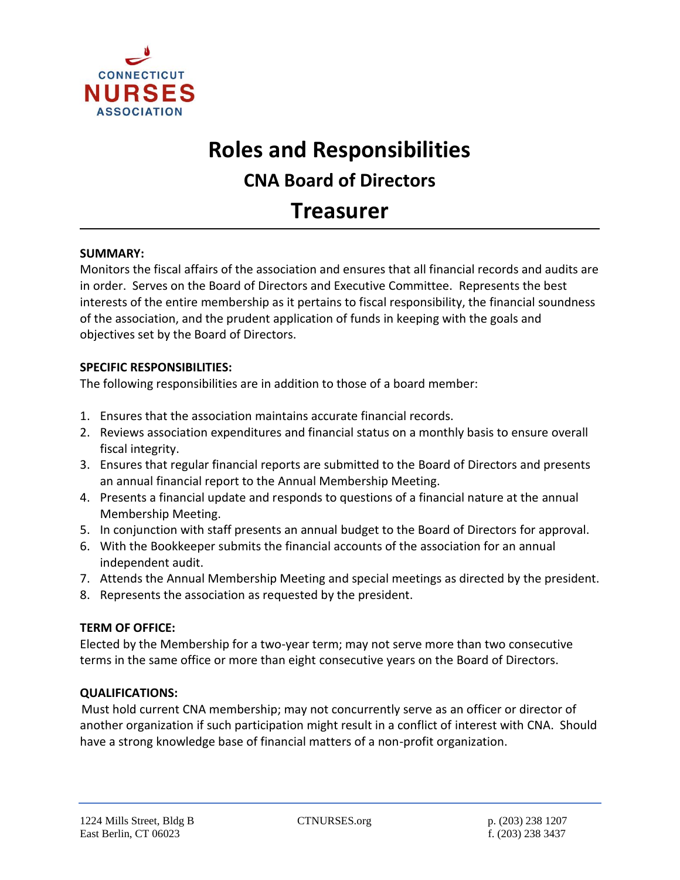CONNECTICUT NURSES ASSOCIATION

# Roles and Responsibilities

## CNA Board of Directors

## Treasurer

**SUMMARY:**
Monitors the fiscal affairs of the association and ensures that all financial records and audits are in order. Serves on the Board of Directors and Executive Committee. Represents the best interests of the entire membership as it pertains to fiscal responsibility, the financial soundness of the association, and the prudent application of funds in keeping with the goals and objectives set by the Board of Directors.

**SPECIFIC RESPONSIBILITIES:**
The following responsibilities are in addition to those of a board member:

1. Ensures that the association maintains accurate financial records.
2. Reviews association expenditures and financial status on a monthly basis to ensure overall fiscal integrity.
3. Ensures that regular financial reports are submitted to the Board of Directors and presents an annual financial report to the Annual Membership Meeting.
4. Presents a financial update and responds to questions of a financial nature at the annual Membership Meeting.
5. In conjunction with staff presents an annual budget to the Board of Directors for approval.
6. With the Bookkeeper submits the financial accounts of the association for an annual independent audit.
7. Attends the Annual Membership Meeting and special meetings as directed by the president.
8. Represents the association as requested by the president.

**TERM OF OFFICE:**
Elected by the Membership for a two-year term; may not serve more than two consecutive terms in the same office or more than eight consecutive years on the Board of Directors.

**QUALIFICATIONS:**
Must hold current CNA membership; may not concurrently serve as an officer or director of another organization if such participation might result in a conflict of interest with CNA. Should have a strong knowledge base of financial matters of a non-profit organization.

1224 Mills Street, Bldg B
East Berlin, CT 06023

CTNURSES.org

p. (203) 238 1207
f. (203) 238 3437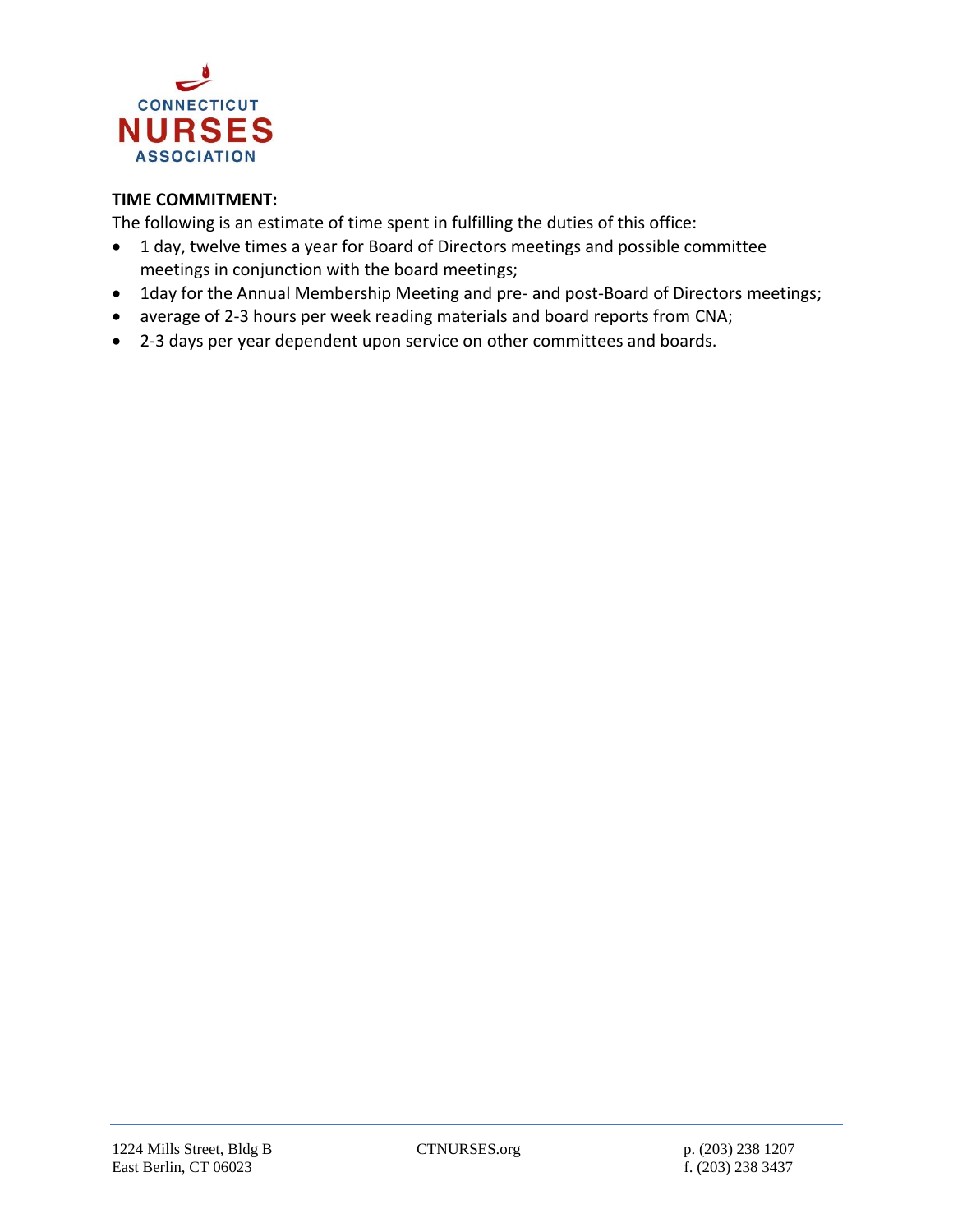**TIME COMMITMENT:**

The following is an estimate of time spent in fulfilling the duties of this office:

- 1 day, twelve times a year for Board of Directors meetings and possible committee meetings in conjunction with the board meetings;
- 1day for the Annual Membership Meeting and pre- and post-Board of Directors meetings;
- average of 2-3 hours per week reading materials and board reports from CNA;
- 2-3 days per year dependent upon service on other committees and boards.